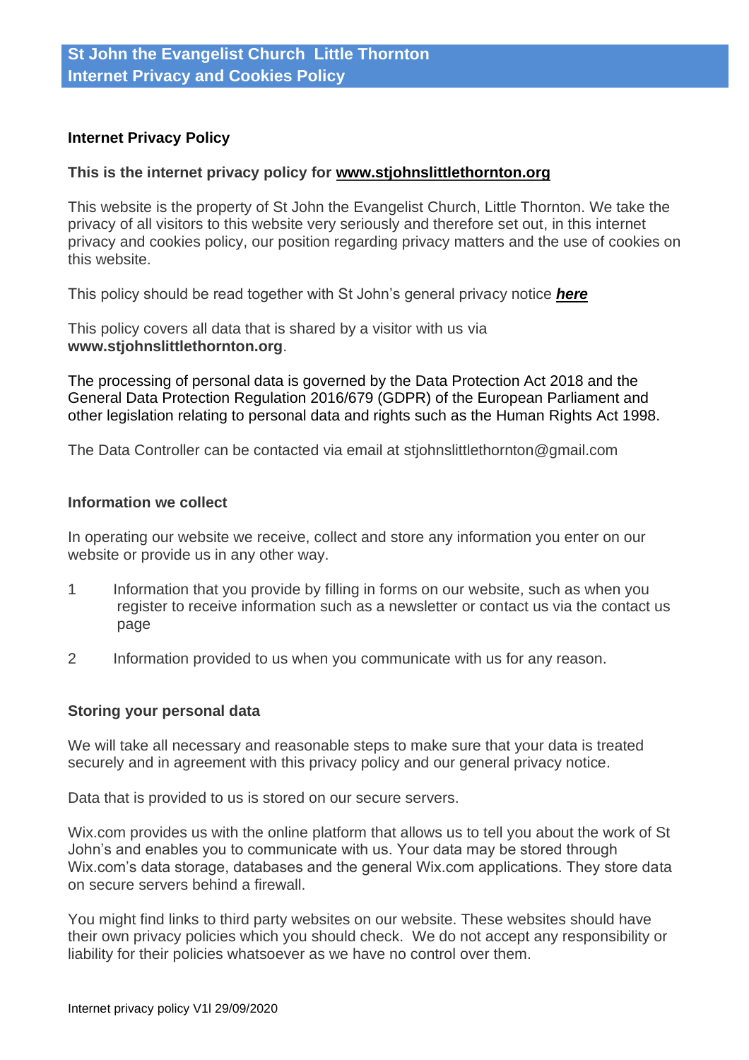# St John the Evangelist Church Little Thornton
# Internet Privacy and Cookies Policy

## Internet Privacy Policy

**This is the internet privacy policy for www.stjohnslittlethornton.org**

This website is the property of St John the Evangelist Church, Little Thornton. We take the privacy of all visitors to this website very seriously and therefore set out, in this internet privacy and cookies policy, our position regarding privacy matters and the use of cookies on this website.

This policy should be read together with St John's general privacy notice ***here***

This policy covers all data that is shared by a visitor with us via **www.stjohnslittlethornton.org**.

The processing of personal data is governed by the Data Protection Act 2018 and the General Data Protection Regulation 2016/679 (GDPR) of the European Parliament and other legislation relating to personal data and rights such as the Human Rights Act 1998.

The Data Controller can be contacted via email at stjohnslittlethornton@gmail.com

## Information we collect

In operating our website we receive, collect and store any information you enter on our website or provide us in any other way.

1. Information that you provide by filling in forms on our website, such as when you register to receive information such as a newsletter or contact us via the contact us page
2. Information provided to us when you communicate with us for any reason.

## Storing your personal data

We will take all necessary and reasonable steps to make sure that your data is treated securely and in agreement with this privacy policy and our general privacy notice.

Data that is provided to us is stored on our secure servers.

Wix.com provides us with the online platform that allows us to tell you about the work of St John's and enables you to communicate with us. Your data may be stored through Wix.com's data storage, databases and the general Wix.com applications. They store data on secure servers behind a firewall.

You might find links to third party websites on our website. These websites should have their own privacy policies which you should check. We do not accept any responsibility or liability for their policies whatsoever as we have no control over them.

Internet privacy policy V1I 29/09/2020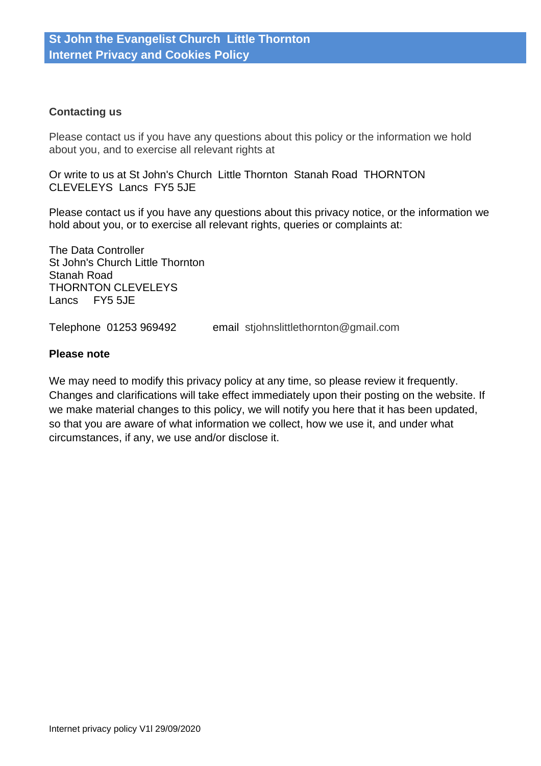## St John the Evangelist Church Little Thornton
## Internet Privacy and Cookies Policy

**Contacting us**

Please contact us if you have any questions about this policy or the information we hold about you, and to exercise all relevant rights at

Or write to us at St John's Church Little Thornton Stanah Road THORNTON CLEVELEYS Lancs FY5 5JE

Please contact us if you have any questions about this privacy notice, or the information we hold about you, or to exercise all relevant rights, queries or complaints at:

The Data Controller
St John's Church Little Thornton
Stanah Road
THORNTON CLEVELEYS
Lancs FY5 5JE

Telephone 01253 969492 email stjohnslittlethornton@gmail.com

**Please note**

We may need to modify this privacy policy at any time, so please review it frequently. Changes and clarifications will take effect immediately upon their posting on the website. If we make material changes to this policy, we will notify you here that it has been updated, so that you are aware of what information we collect, how we use it, and under what circumstances, if any, we use and/or disclose it.

Internet privacy policy V1l 29/09/2020